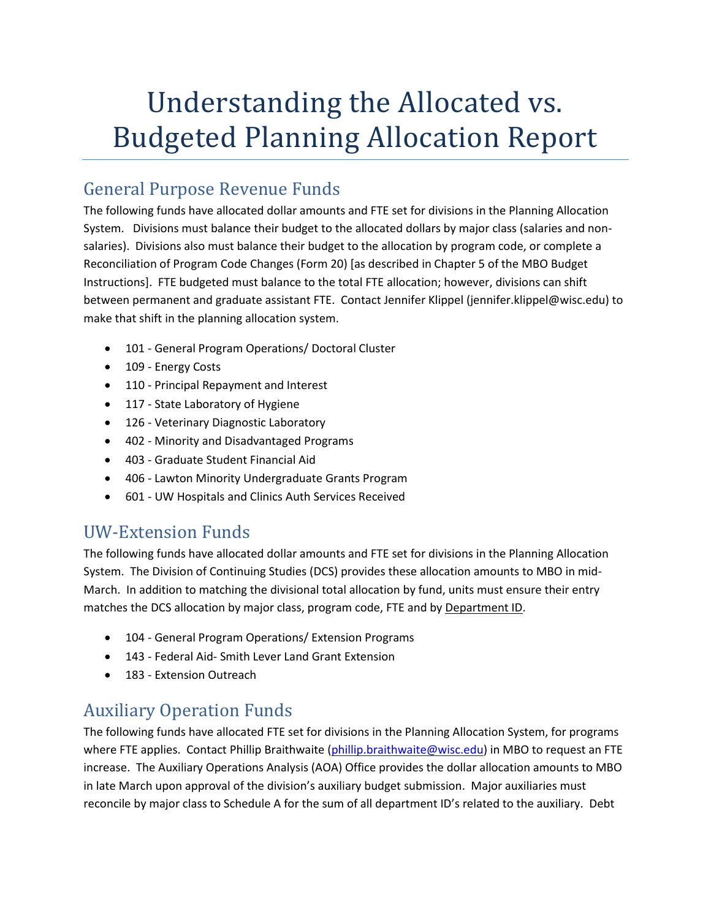# Understanding the Allocated vs. Budgeted Planning Allocation Report

## General Purpose Revenue Funds

The following funds have allocated dollar amounts and FTE set for divisions in the Planning Allocation System. Divisions must balance their budget to the allocated dollars by major class (salaries and non-salaries). Divisions also must balance their budget to the allocation by program code, or complete a Reconciliation of Program Code Changes (Form 20) [as described in Chapter 5 of the MBO Budget Instructions]. FTE budgeted must balance to the total FTE allocation; however, divisions can shift between permanent and graduate assistant FTE. Contact Jennifer Klippel (jennifer.klippel@wisc.edu) to make that shift in the planning allocation system.

- 101 - General Program Operations/ Doctoral Cluster
- 109 - Energy Costs
- 110 - Principal Repayment and Interest
- 117 - State Laboratory of Hygiene
- 126 - Veterinary Diagnostic Laboratory
- 402 - Minority and Disadvantaged Programs
- 403 - Graduate Student Financial Aid
- 406 - Lawton Minority Undergraduate Grants Program
- 601 - UW Hospitals and Clinics Auth Services Received

## UW-Extension Funds

The following funds have allocated dollar amounts and FTE set for divisions in the Planning Allocation System. The Division of Continuing Studies (DCS) provides these allocation amounts to MBO in mid-March. In addition to matching the divisional total allocation by fund, units must ensure their entry matches the DCS allocation by major class, program code, FTE and by Department ID.

- 104 - General Program Operations/ Extension Programs
- 143 - Federal Aid- Smith Lever Land Grant Extension
- 183 - Extension Outreach

## Auxiliary Operation Funds

The following funds have allocated FTE set for divisions in the Planning Allocation System, for programs where FTE applies. Contact Phillip Braithwaite (phillip.braithwaite@wisc.edu) in MBO to request an FTE increase. The Auxiliary Operations Analysis (AOA) Office provides the dollar allocation amounts to MBO in late March upon approval of the division's auxiliary budget submission. Major auxiliaries must reconcile by major class to Schedule A for the sum of all department ID's related to the auxiliary. Debt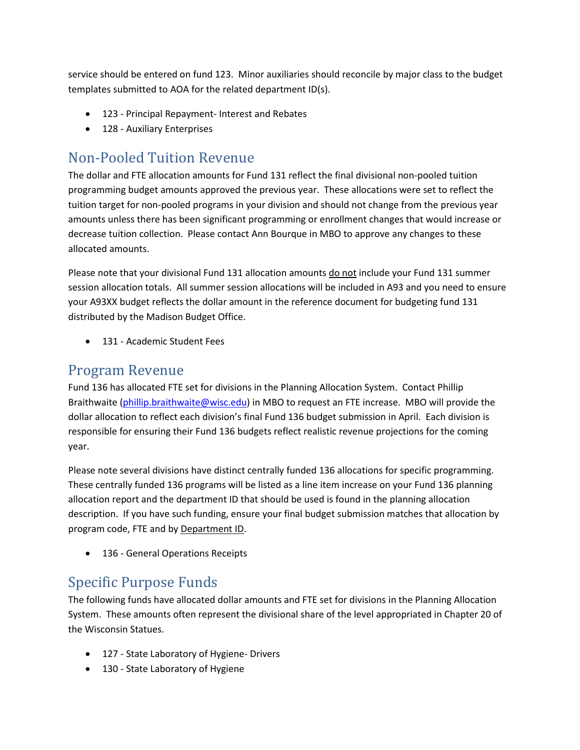service should be entered on fund 123. Minor auxiliaries should reconcile by major class to the budget templates submitted to AOA for the related department ID(s).

- 123 - Principal Repayment- Interest and Rebates
- 128 - Auxiliary Enterprises

## Non-Pooled Tuition Revenue

The dollar and FTE allocation amounts for Fund 131 reflect the final divisional non-pooled tuition programming budget amounts approved the previous year. These allocations were set to reflect the tuition target for non-pooled programs in your division and should not change from the previous year amounts unless there has been significant programming or enrollment changes that would increase or decrease tuition collection. Please contact Ann Bourque in MBO to approve any changes to these allocated amounts.

Please note that your divisional Fund 131 allocation amounts <u>do not</u> include your Fund 131 summer session allocation totals. All summer session allocations will be included in A93 and you need to ensure your A93XX budget reflects the dollar amount in the reference document for budgeting fund 131 distributed by the Madison Budget Office.

- 131 - Academic Student Fees

## Program Revenue

Fund 136 has allocated FTE set for divisions in the Planning Allocation System. Contact Phillip Braithwaite (phillip.braithwaite@wisc.edu) in MBO to request an FTE increase. MBO will provide the dollar allocation to reflect each division's final Fund 136 budget submission in April. Each division is responsible for ensuring their Fund 136 budgets reflect realistic revenue projections for the coming year.

Please note several divisions have distinct centrally funded 136 allocations for specific programming. These centrally funded 136 programs will be listed as a line item increase on your Fund 136 planning allocation report and the department ID that should be used is found in the planning allocation description. If you have such funding, ensure your final budget submission matches that allocation by program code, FTE and by <u>Department ID</u>.

- 136 - General Operations Receipts

## Specific Purpose Funds

The following funds have allocated dollar amounts and FTE set for divisions in the Planning Allocation System. These amounts often represent the divisional share of the level appropriated in Chapter 20 of the Wisconsin Statues.

- 127 - State Laboratory of Hygiene- Drivers
- 130 - State Laboratory of Hygiene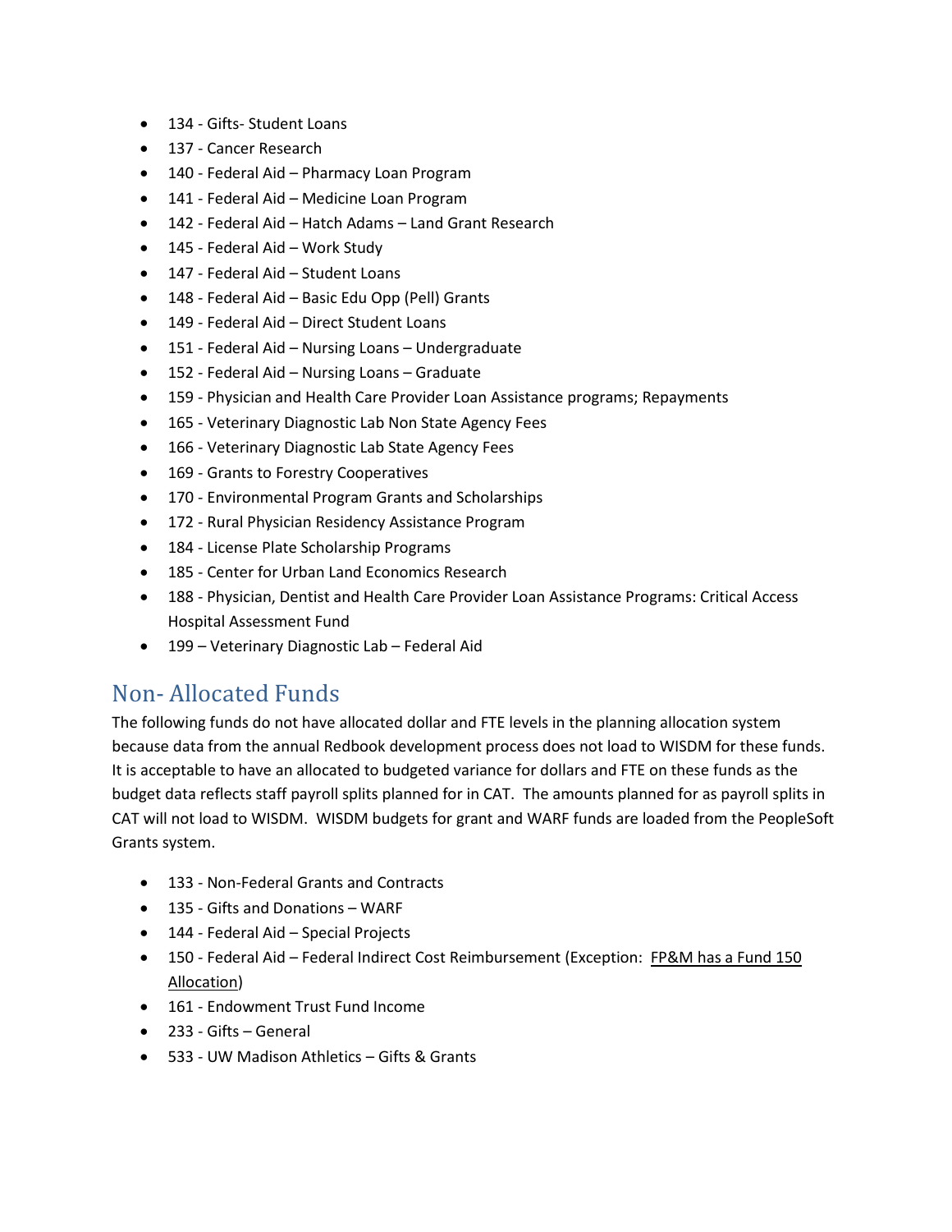- 134 - Gifts- Student Loans
- 137 - Cancer Research
- 140 - Federal Aid – Pharmacy Loan Program
- 141 - Federal Aid – Medicine Loan Program
- 142 - Federal Aid – Hatch Adams – Land Grant Research
- 145 - Federal Aid – Work Study
- 147 - Federal Aid – Student Loans
- 148 - Federal Aid – Basic Edu Opp (Pell) Grants
- 149 - Federal Aid – Direct Student Loans
- 151 - Federal Aid – Nursing Loans – Undergraduate
- 152 - Federal Aid – Nursing Loans – Graduate
- 159 - Physician and Health Care Provider Loan Assistance programs; Repayments
- 165 - Veterinary Diagnostic Lab Non State Agency Fees
- 166 - Veterinary Diagnostic Lab State Agency Fees
- 169 - Grants to Forestry Cooperatives
- 170 - Environmental Program Grants and Scholarships
- 172 - Rural Physician Residency Assistance Program
- 184 - License Plate Scholarship Programs
- 185 - Center for Urban Land Economics Research
- 188 - Physician, Dentist and Health Care Provider Loan Assistance Programs: Critical Access Hospital Assessment Fund
- 199 – Veterinary Diagnostic Lab – Federal Aid

## Non- Allocated Funds

The following funds do not have allocated dollar and FTE levels in the planning allocation system because data from the annual Redbook development process does not load to WISDM for these funds. It is acceptable to have an allocated to budgeted variance for dollars and FTE on these funds as the budget data reflects staff payroll splits planned for in CAT. The amounts planned for as payroll splits in CAT will not load to WISDM. WISDM budgets for grant and WARF funds are loaded from the PeopleSoft Grants system.

- 133 - Non-Federal Grants and Contracts
- 135 - Gifts and Donations – WARF
- 144 - Federal Aid – Special Projects
- 150 - Federal Aid – Federal Indirect Cost Reimbursement (Exception: FP&M has a Fund 150 Allocation)
- 161 - Endowment Trust Fund Income
- 233 - Gifts – General
- 533 - UW Madison Athletics – Gifts & Grants